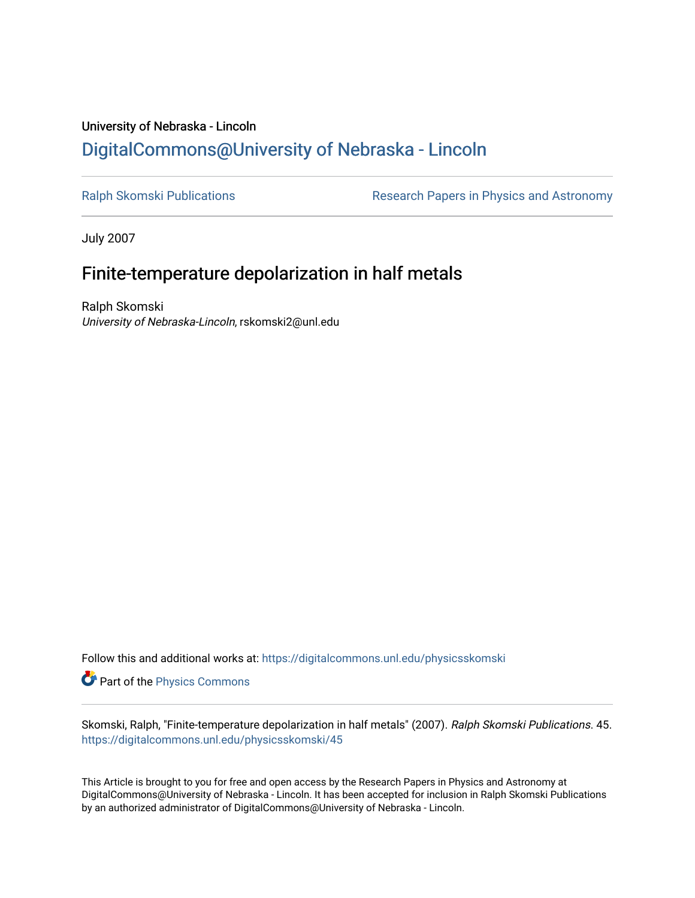University of Nebraska - Lincoln

# DigitalCommons@University of Nebraska - Lincoln

Ralph Skomski Publications

Research Papers in Physics and Astronomy

July 2007

## Finite-temperature depolarization in half metals

Ralph Skomski
*University of Nebraska-Lincoln*, rskomski2@unl.edu

Follow this and additional works at: https://digitalcommons.unl.edu/physicsskomski

Part of the Physics Commons

Skomski, Ralph, "Finite-temperature depolarization in half metals" (2007). *Ralph Skomski Publications*. 45.
https://digitalcommons.unl.edu/physicsskomski/45

This Article is brought to you for free and open access by the Research Papers in Physics and Astronomy at DigitalCommons@University of Nebraska - Lincoln. It has been accepted for inclusion in Ralph Skomski Publications by an authorized administrator of DigitalCommons@University of Nebraska - Lincoln.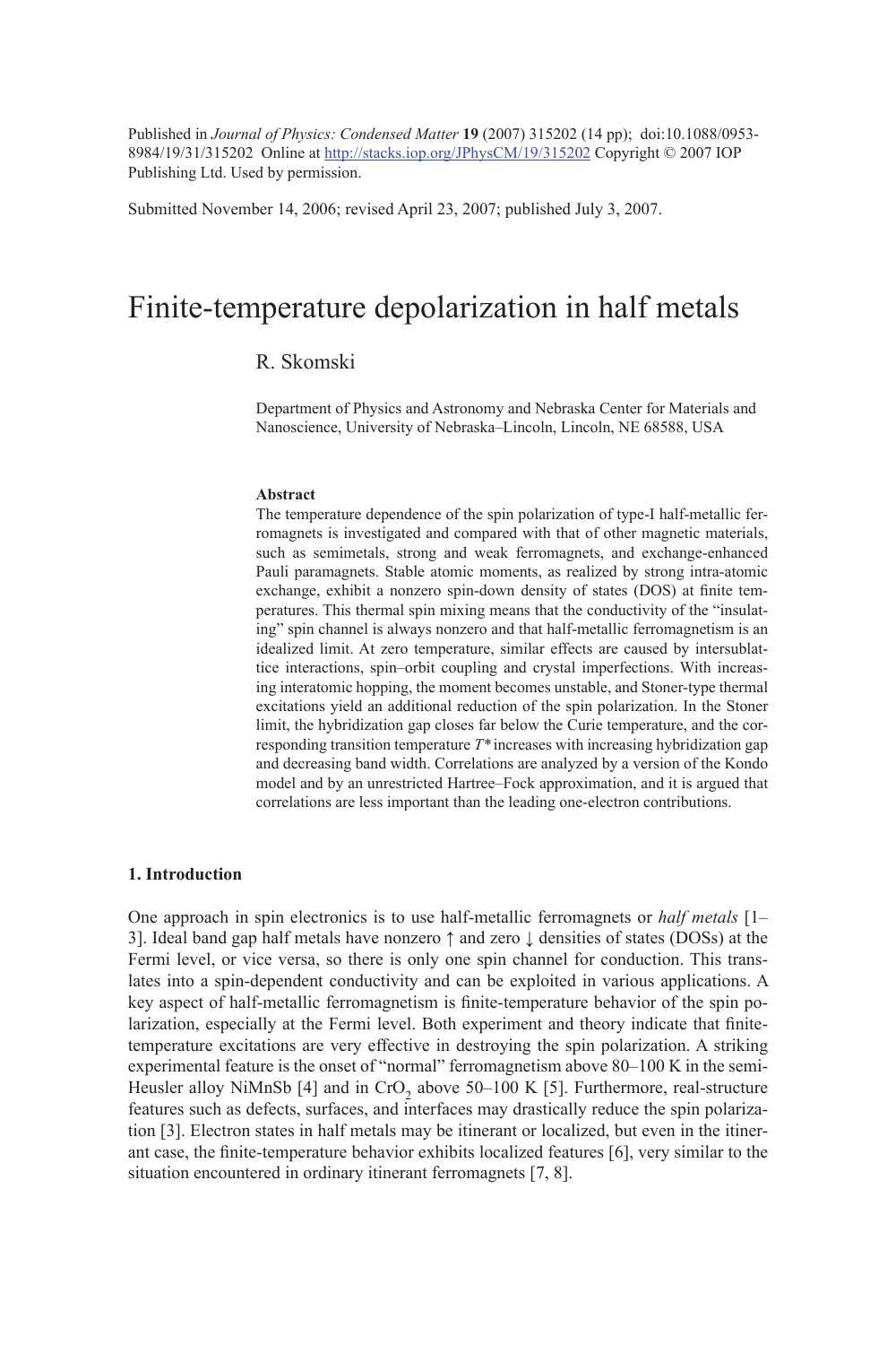Published in *Journal of Physics: Condensed Matter* **19** (2007) 315202 (14 pp); doi:10.1088/0953-8984/19/31/315202 Online at http://stacks.iop.org/JPhysCM/19/315202 Copyright © 2007 IOP Publishing Ltd. Used by permission.

Submitted November 14, 2006; revised April 23, 2007; published July 3, 2007.

# Finite-temperature depolarization in half metals

R. Skomski

Department of Physics and Astronomy and Nebraska Center for Materials and Nanoscience, University of Nebraska–Lincoln, Lincoln, NE 68588, USA

#### Abstract

The temperature dependence of the spin polarization of type-I half-metallic ferromagnets is investigated and compared with that of other magnetic materials, such as semimetals, strong and weak ferromagnets, and exchange-enhanced Pauli paramagnets. Stable atomic moments, as realized by strong intra-atomic exchange, exhibit a nonzero spin-down density of states (DOS) at finite temperatures. This thermal spin mixing means that the conductivity of the "insulating" spin channel is always nonzero and that half-metallic ferromagnetism is an idealized limit. At zero temperature, similar effects are caused by intersublattice interactions, spin–orbit coupling and crystal imperfections. With increasing interatomic hopping, the moment becomes unstable, and Stoner-type thermal excitations yield an additional reduction of the spin polarization. In the Stoner limit, the hybridization gap closes far below the Curie temperature, and the corresponding transition temperature $T^*$ increases with increasing hybridization gap and decreasing band width. Correlations are analyzed by a version of the Kondo model and by an unrestricted Hartree–Fock approximation, and it is argued that correlations are less important than the leading one-electron contributions.

### 1. Introduction

One approach in spin electronics is to use half-metallic ferromagnets or *half metals* [1–3]. Ideal band gap half metals have nonzero ↑ and zero ↓ densities of states (DOSs) at the Fermi level, or vice versa, so there is only one spin channel for conduction. This translates into a spin-dependent conductivity and can be exploited in various applications. A key aspect of half-metallic ferromagnetism is finite-temperature behavior of the spin polarization, especially at the Fermi level. Both experiment and theory indicate that finite-temperature excitations are very effective in destroying the spin polarization. A striking experimental feature is the onset of "normal" ferromagnetism above 80–100 K in the semi-Heusler alloy NiMnSb [4] and in $CrO_2$ above 50–100 K [5]. Furthermore, real-structure features such as defects, surfaces, and interfaces may drastically reduce the spin polarization [3]. Electron states in half metals may be itinerant or localized, but even in the itinerant case, the finite-temperature behavior exhibits localized features [6], very similar to the situation encountered in ordinary itinerant ferromagnets [7, 8].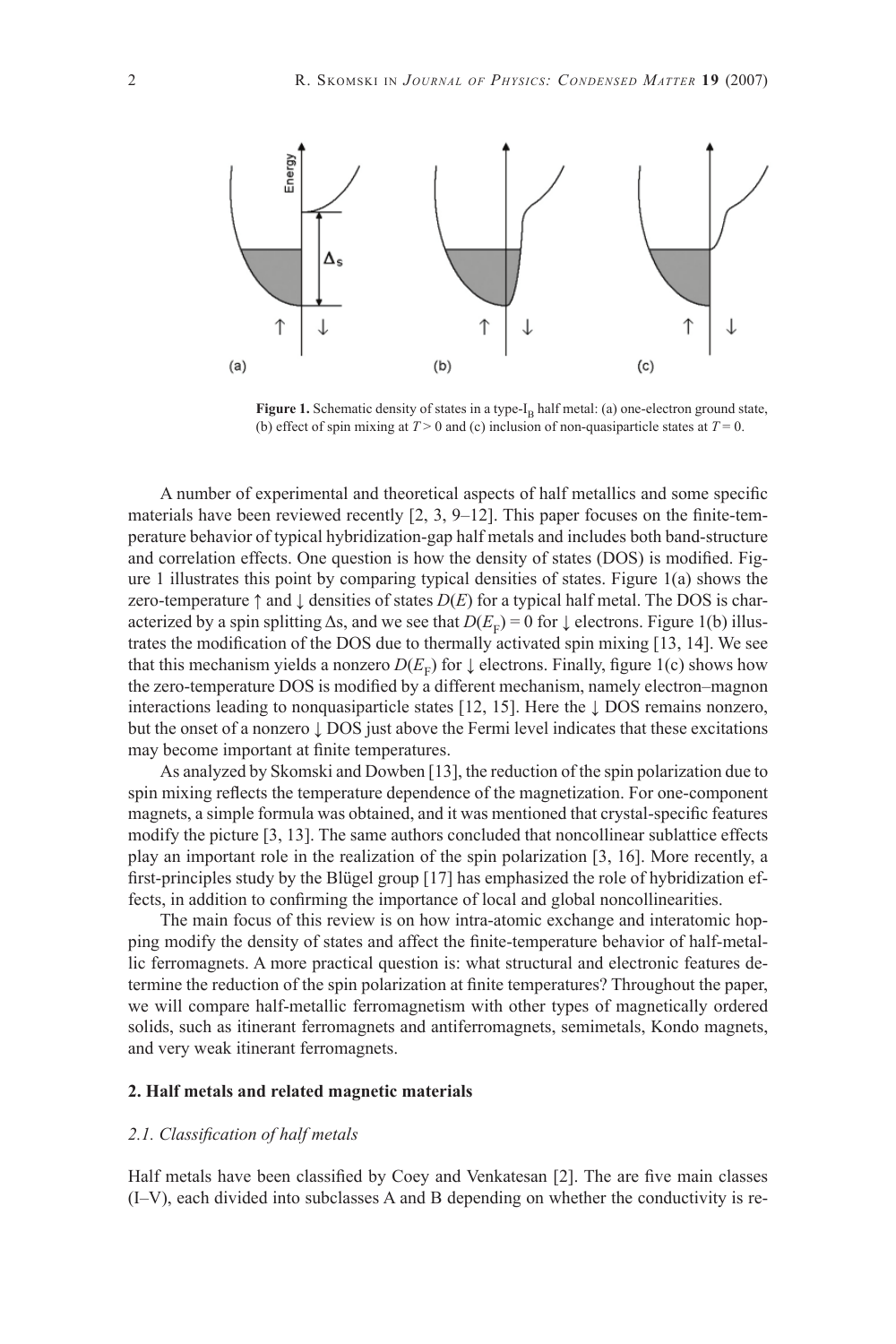**Figure 1.** Schematic density of states in a type-$I_B$ half metal: (a) one-electron ground state, (b) effect of spin mixing at $T > 0$ and (c) inclusion of non-quasiparticle states at $T = 0$.

A number of experimental and theoretical aspects of half metallics and some specific materials have been reviewed recently [2, 3, 9–12]. This paper focuses on the finite-temperature behavior of typical hybridization-gap half metals and includes both band-structure and correlation effects. One question is how the density of states (DOS) is modified. Figure 1 illustrates this point by comparing typical densities of states. Figure 1(a) shows the zero-temperature ↑ and ↓ densities of states $D(E)$ for a typical half metal. The DOS is characterized by a spin splitting Δs, and we see that $D(E_F) = 0$ for ↓ electrons. Figure 1(b) illustrates the modification of the DOS due to thermally activated spin mixing [13, 14]. We see that this mechanism yields a nonzero $D(E_F)$ for ↓ electrons. Finally, figure 1(c) shows how the zero-temperature DOS is modified by a different mechanism, namely electron–magnon interactions leading to nonquasiparticle states [12, 15]. Here the ↓ DOS remains nonzero, but the onset of a nonzero ↓ DOS just above the Fermi level indicates that these excitations may become important at finite temperatures.

As analyzed by Skomski and Dowben [13], the reduction of the spin polarization due to spin mixing reflects the temperature dependence of the magnetization. For one-component magnets, a simple formula was obtained, and it was mentioned that crystal-specific features modify the picture [3, 13]. The same authors concluded that noncollinear sublattice effects play an important role in the realization of the spin polarization [3, 16]. More recently, a first-principles study by the Blügel group [17] has emphasized the role of hybridization effects, in addition to confirming the importance of local and global noncollinearities.

The main focus of this review is on how intra-atomic exchange and interatomic hopping modify the density of states and affect the finite-temperature behavior of half-metallic ferromagnets. A more practical question is: what structural and electronic features determine the reduction of the spin polarization at finite temperatures? Throughout the paper, we will compare half-metallic ferromagnetism with other types of magnetically ordered solids, such as itinerant ferromagnets and antiferromagnets, semimetals, Kondo magnets, and very weak itinerant ferromagnets.

## 2. Half metals and related magnetic materials

### 2.1. Classification of half metals

Half metals have been classified by Coey and Venkatesan [2]. The are five main classes (I–V), each divided into subclasses A and B depending on whether the conductivity is re-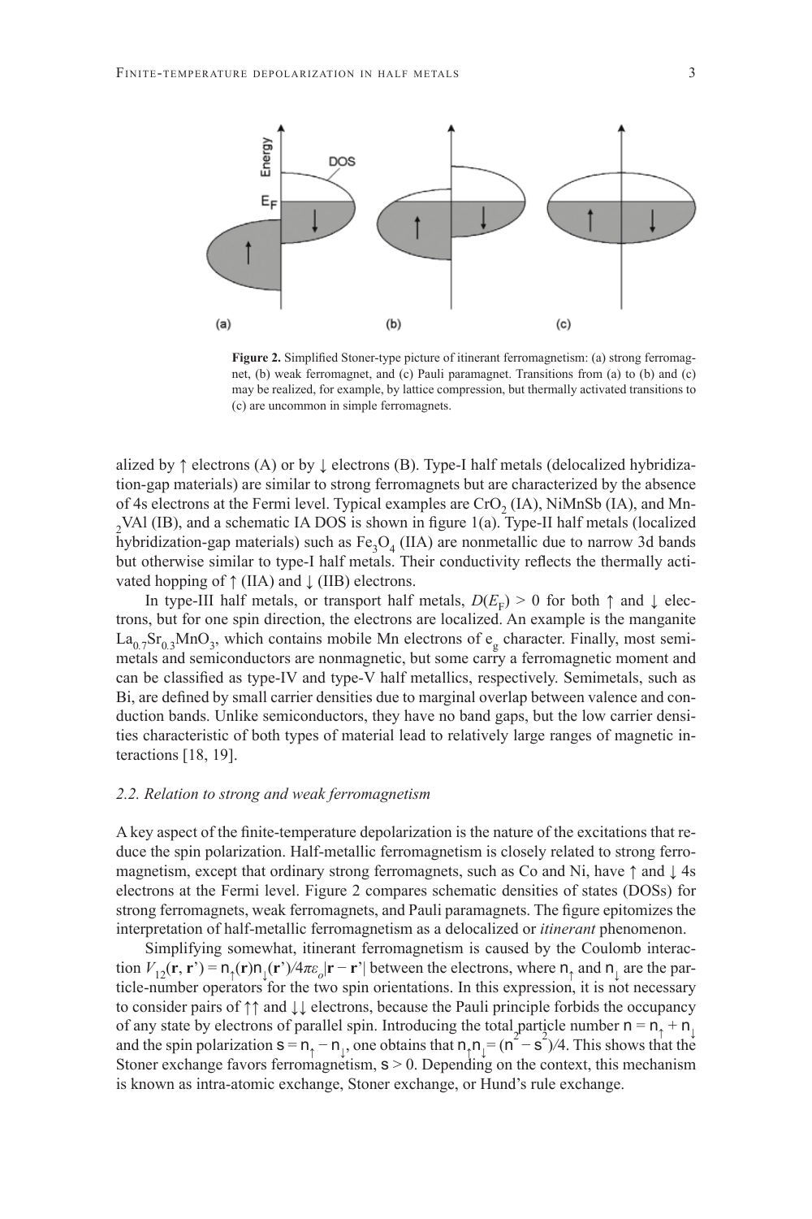Figure 2. Simplified Stoner-type picture of itinerant ferromagnetism: (a) strong ferromagnet, (b) weak ferromagnet, and (c) Pauli paramagnet. Transitions from (a) to (b) and (c) may be realized, for example, by lattice compression, but thermally activated transitions to (c) are uncommon in simple ferromagnets.

alized by ↑ electrons (A) or by ↓ electrons (B). Type-I half metals (delocalized hybridization-gap materials) are similar to strong ferromagnets but are characterized by the absence of 4s electrons at the Fermi level. Typical examples are $CrO_2$ (IA), NiMnSb (IA), and $Mn_2VAl$ (IB), and a schematic IA DOS is shown in figure 1(a). Type-II half metals (localized hybridization-gap materials) such as $Fe_3O_4$ (IIA) are nonmetallic due to narrow 3d bands but otherwise similar to type-I half metals. Their conductivity reflects the thermally activated hopping of ↑ (IIA) and ↓ (IIB) electrons.

In type-III half metals, or transport half metals, $D(E_F) > 0$ for both ↑ and ↓ electrons, but for one spin direction, the electrons are localized. An example is the manganite $La_{0.7}Sr_{0.3}MnO_3$, which contains mobile Mn electrons of $e_g$ character. Finally, most semimetals and semiconductors are nonmagnetic, but some carry a ferromagnetic moment and can be classified as type-IV and type-V half metallics, respectively. Semimetals, such as Bi, are defined by small carrier densities due to marginal overlap between valence and conduction bands. Unlike semiconductors, they have no band gaps, but the low carrier densities characteristic of both types of material lead to relatively large ranges of magnetic interactions [18, 19].

### 2.2. Relation to strong and weak ferromagnetism

A key aspect of the finite-temperature depolarization is the nature of the excitations that reduce the spin polarization. Half-metallic ferromagnetism is closely related to strong ferromagnetism, except that ordinary strong ferromagnets, such as Co and Ni, have ↑ and ↓ 4s electrons at the Fermi level. Figure 2 compares schematic densities of states (DOSs) for strong ferromagnets, weak ferromagnets, and Pauli paramagnets. The figure epitomizes the interpretation of half-metallic ferromagnetism as a delocalized or *itinerant* phenomenon.

Simplifying somewhat, itinerant ferromagnetism is caused by the Coulomb interaction $V_{12}(\mathbf{r}, \mathbf{r}') = \mathsf{n}_\uparrow(\mathbf{r})\mathsf{n}_\downarrow(\mathbf{r}')/4\pi\varepsilon_o|\mathbf{r} - \mathbf{r}'|$ between the electrons, where $\mathsf{n}_\uparrow$ and $\mathsf{n}_\downarrow$ are the particle-number operators for the two spin orientations. In this expression, it is not necessary to consider pairs of ↑↑ and ↓↓ electrons, because the Pauli principle forbids the occupancy of any state by electrons of parallel spin. Introducing the total particle number $\mathsf{n} = \mathsf{n}_\uparrow + \mathsf{n}_\downarrow$ and the spin polarization $\mathsf{s} = \mathsf{n}_\uparrow - \mathsf{n}_\downarrow$, one obtains that $\mathsf{n}_\uparrow\mathsf{n}_\downarrow = (\mathsf{n}^2 - \mathsf{s}^2)/4$. This shows that the Stoner exchange favors ferromagnetism, $\mathsf{s} > 0$. Depending on the context, this mechanism is known as intra-atomic exchange, Stoner exchange, or Hund's rule exchange.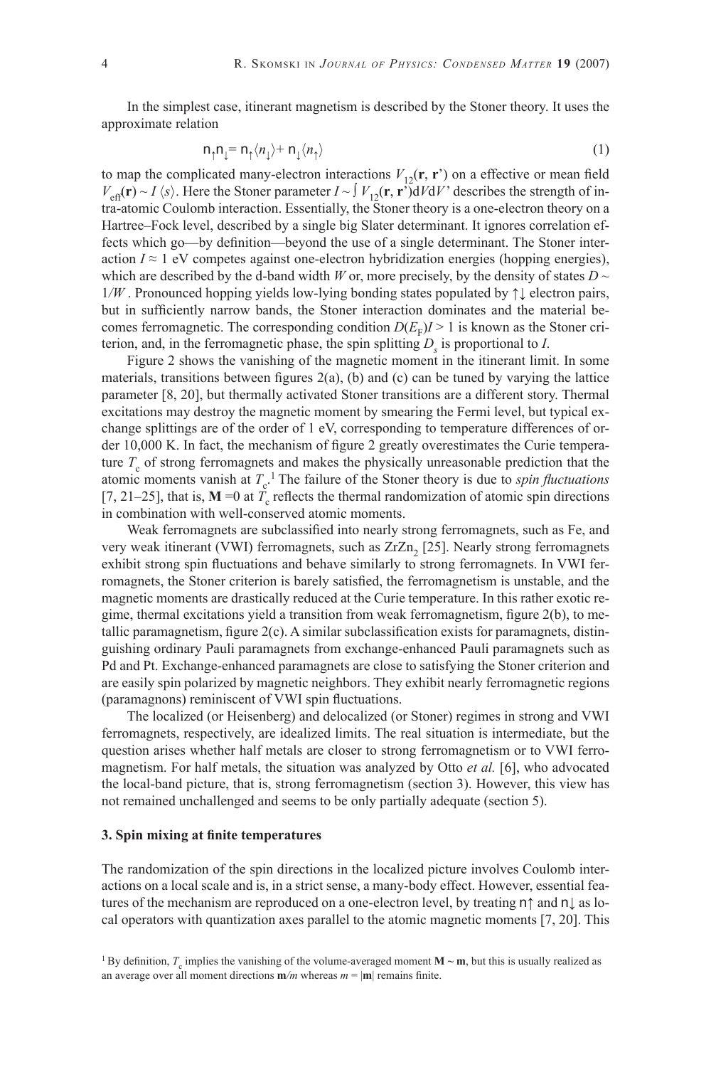In the simplest case, itinerant magnetism is described by the Stoner theory. It uses the approximate relation

$$n_\uparrow n_\downarrow = n_\uparrow \langle n_\downarrow \rangle + n_\downarrow \langle n_\uparrow \rangle \tag{1}$$

to map the complicated many-electron interactions $V_{12}(\mathbf{r}, \mathbf{r}')$ on a effective or mean field $V_{\text{eff}}(\mathbf{r}) \sim I \langle s \rangle$. Here the Stoner parameter $I \sim \int V_{12}(\mathbf{r}, \mathbf{r}')\mathrm{d}V\mathrm{d}V'$ describes the strength of intra-atomic Coulomb interaction. Essentially, the Stoner theory is a one-electron theory on a Hartree–Fock level, described by a single big Slater determinant. It ignores correlation effects which go—by definition—beyond the use of a single determinant. The Stoner interaction $I \approx 1$ eV competes against one-electron hybridization energies (hopping energies), which are described by the d-band width $W$ or, more precisely, by the density of states $D \sim 1/W$. Pronounced hopping yields low-lying bonding states populated by ↑↓ electron pairs, but in sufficiently narrow bands, the Stoner interaction dominates and the material becomes ferromagnetic. The corresponding condition $D(E_F)I > 1$ is known as the Stoner criterion, and, in the ferromagnetic phase, the spin splitting $D_s$ is proportional to $I$.

Figure 2 shows the vanishing of the magnetic moment in the itinerant limit. In some materials, transitions between figures 2(a), (b) and (c) can be tuned by varying the lattice parameter [8, 20], but thermally activated Stoner transitions are a different story. Thermal excitations may destroy the magnetic moment by smearing the Fermi level, but typical exchange splittings are of the order of 1 eV, corresponding to temperature differences of order 10,000 K. In fact, the mechanism of figure 2 greatly overestimates the Curie temperature $T_c$ of strong ferromagnets and makes the physically unreasonable prediction that the atomic moments vanish at $T_c$.[1] The failure of the Stoner theory is due to *spin fluctuations* [7, 21–25], that is, $\mathbf{M} = 0$ at $T_c$ reflects the thermal randomization of atomic spin directions in combination with well-conserved atomic moments.

Weak ferromagnets are subclassified into nearly strong ferromagnets, such as Fe, and very weak itinerant (VWI) ferromagnets, such as $ZrZn_2$ [25]. Nearly strong ferromagnets exhibit strong spin fluctuations and behave similarly to strong ferromagnets. In VWI ferromagnets, the Stoner criterion is barely satisfied, the ferromagnetism is unstable, and the magnetic moments are drastically reduced at the Curie temperature. In this rather exotic regime, thermal excitations yield a transition from weak ferromagnetism, figure 2(b), to metallic paramagnetism, figure 2(c). A similar subclassification exists for paramagnets, distinguishing ordinary Pauli paramagnets from exchange-enhanced Pauli paramagnets such as Pd and Pt. Exchange-enhanced paramagnets are close to satisfying the Stoner criterion and are easily spin polarized by magnetic neighbors. They exhibit nearly ferromagnetic regions (paramagnons) reminiscent of VWI spin fluctuations.

The localized (or Heisenberg) and delocalized (or Stoner) regimes in strong and VWI ferromagnets, respectively, are idealized limits. The real situation is intermediate, but the question arises whether half metals are closer to strong ferromagnetism or to VWI ferromagnetism. For half metals, the situation was analyzed by Otto *et al.* [6], who advocated the local-band picture, that is, strong ferromagnetism (section 3). However, this view has not remained unchallenged and seems to be only partially adequate (section 5).

### 3. Spin mixing at finite temperatures

The randomization of the spin directions in the localized picture involves Coulomb interactions on a local scale and is, in a strict sense, a many-body effect. However, essential features of the mechanism are reproduced on a one-electron level, by treating $n\uparrow$ and $n\downarrow$ as local operators with quantization axes parallel to the atomic magnetic moments [7, 20]. This

[1] By definition, $T_c$ implies the vanishing of the volume-averaged moment $\mathbf{M} \sim \mathbf{m}$, but this is usually realized as an average over all moment directions $\mathbf{m}/m$ whereas $m = |\mathbf{m}|$ remains finite.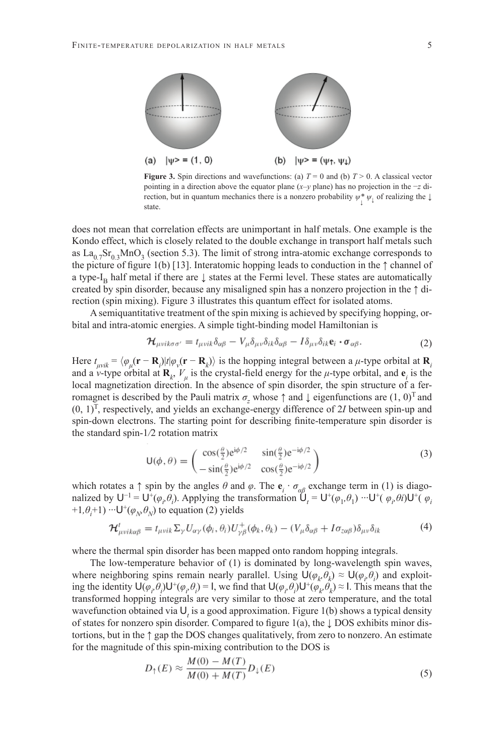(a) $|\psi\rangle = (1, 0)$ (b) $|\psi\rangle = (\psi_\uparrow, \psi_\downarrow)$

**Figure 3.** Spin directions and wavefunctions: (a) $T = 0$ and (b) $T > 0$. A classical vector pointing in a direction above the equator plane ($x$–$y$ plane) has no projection in the $-z$ direction, but in quantum mechanics there is a nonzero probability $\psi^*_\downarrow \psi_\downarrow$ of realizing the ↓ state.

does not mean that correlation effects are unimportant in half metals. One example is the Kondo effect, which is closely related to the double exchange in transport half metals such as $La_{0.7}Sr_{0.3}MnO_3$ (section 5.3). The limit of strong intra-atomic exchange corresponds to the picture of figure 1(b) [13]. Interatomic hopping leads to conduction in the ↑ channel of a type-$I_B$ half metal if there are ↓ states at the Fermi level. These states are automatically created by spin disorder, because any misaligned spin has a nonzero projection in the ↑ direction (spin mixing). Figure 3 illustrates this quantum effect for isolated atoms.

A semiquantitative treatment of the spin mixing is achieved by specifying hopping, orbital and intra-atomic energies. A simple tight-binding model Hamiltonian is

$$\mathcal{H}_{\mu\nu ik\sigma\sigma'} = t_{\mu\nu ik}\delta_{\alpha\beta} - V_\mu\delta_{\mu\nu}\delta_{ik}\delta_{\alpha\beta} - I\delta_{\mu\nu}\delta_{ik}\mathbf{e}_i \cdot \boldsymbol{\sigma}_{\alpha\beta}. \tag{2}$$

Here $t_{\mu\nu ik} = \langle \varphi_\mu(\mathbf{r} - \mathbf{R}_i)|t|\varphi_\nu(\mathbf{r} - \mathbf{R}_k)\rangle$ is the hopping integral between a $\mu$-type orbital at $\mathbf{R}_i$ and a $\nu$-type orbital at $\mathbf{R}_k$, $V_\mu$ is the crystal-field energy for the $\mu$-type orbital, and $\mathbf{e}_i$ is the local magnetization direction. In the absence of spin disorder, the spin structure of a ferromagnet is described by the Pauli matrix $\sigma_z$ whose ↑ and ↓ eigenfunctions are $(1, 0)^T$ and $(0, 1)^T$, respectively, and yields an exchange-energy difference of $2I$ between spin-up and spin-down electrons. The starting point for describing finite-temperature spin disorder is the standard spin-1/2 rotation matrix

$$\mathsf{U}(\phi, \theta) = \begin{pmatrix} \cos(\frac{\theta}{2})e^{i\phi/2} & \sin(\frac{\theta}{2})e^{-i\phi/2} \\ -\sin(\frac{\theta}{2})e^{i\phi/2} & \cos(\frac{\theta}{2})e^{-i\phi/2} \end{pmatrix} \tag{3}$$

which rotates a ↑ spin by the angles $\theta$ and $\varphi$. The $\mathbf{e}_i \cdot \sigma_{\alpha\beta}$ exchange term in (1) is diagonalized by $\mathsf{U}^{-1} = \mathsf{U}^+(\varphi_i, \theta_i)$. Applying the transformation $\mathsf{U}_t = \mathsf{U}^+(\varphi_1, \theta_1) \cdots \mathsf{U}^+(\varphi_i, \theta i)\mathsf{U}^+(\varphi_i + 1, \theta_i + 1) \cdots \mathsf{U}^+(\varphi_N, \theta_N)$ to equation (2) yields

$$\mathcal{H}^t_{\mu\nu ik\alpha\beta} = t_{\mu\nu ik}\Sigma_\gamma U_{\alpha\gamma}(\phi_i, \theta_i)U^+_{\gamma\beta}(\phi_k, \theta_k) - (V_\mu\delta_{\alpha\beta} + I\sigma_{z\alpha\beta})\delta_{\mu\nu}\delta_{ik} \tag{4}$$

where the thermal spin disorder has been mapped onto random hopping integrals.

The low-temperature behavior of (1) is dominated by long-wavelength spin waves, where neighboring spins remain nearly parallel. Using $\mathsf{U}(\varphi_k, \theta_k) \approx \mathsf{U}(\varphi_i, \theta_i)$ and exploiting the identity $\mathsf{U}(\varphi_i, \theta_i)\mathsf{U}^+(\varphi_i, \theta_i) = \mathsf{I}$, we find that $\mathsf{U}(\varphi_i, \theta_i)\mathsf{U}^+(\varphi_k, \theta_k) \approx \mathsf{I}$. This means that the transformed hopping integrals are very similar to those at zero temperature, and the total wavefunction obtained via $\mathsf{U}_t$ is a good approximation. Figure 1(b) shows a typical density of states for nonzero spin disorder. Compared to figure 1(a), the ↓ DOS exhibits minor distortions, but in the ↑ gap the DOS changes qualitatively, from zero to nonzero. An estimate for the magnitude of this spin-mixing contribution to the DOS is

$$D_\uparrow(E) \approx \frac{M(0) - M(T)}{M(0) + M(T)} D_\downarrow(E) \tag{5}$$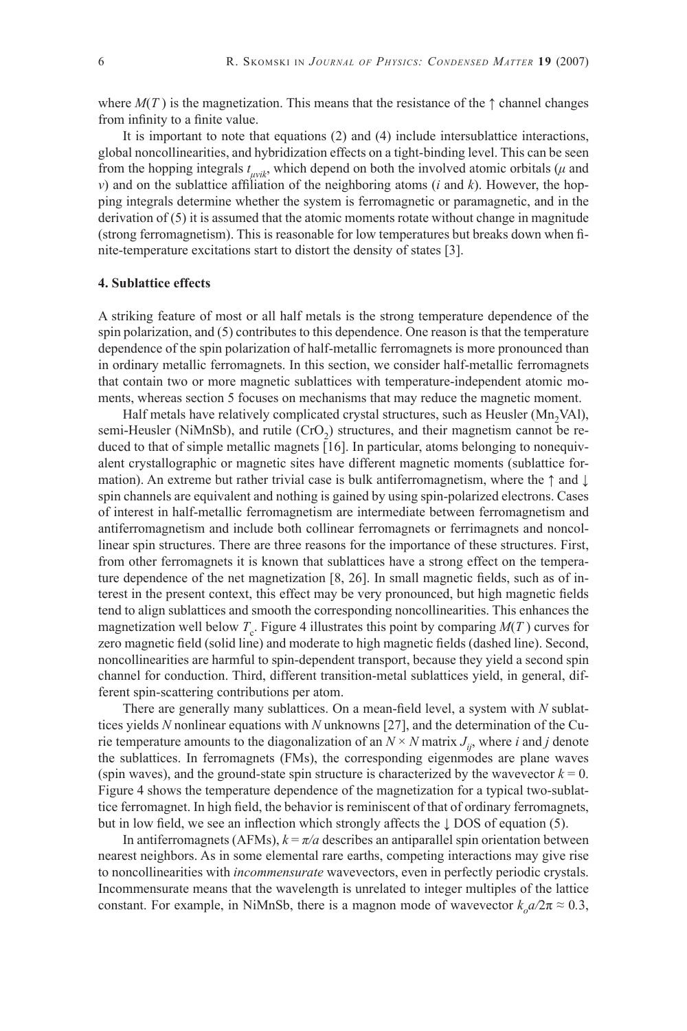where $M(T)$ is the magnetization. This means that the resistance of the ↑ channel changes from infinity to a finite value.

It is important to note that equations (2) and (4) include intersublattice interactions, global noncollinearities, and hybridization effects on a tight-binding level. This can be seen from the hopping integrals $t_{\mu\nu ik}$, which depend on both the involved atomic orbitals ($\mu$ and $\nu$) and on the sublattice affiliation of the neighboring atoms ($i$ and $k$). However, the hopping integrals determine whether the system is ferromagnetic or paramagnetic, and in the derivation of (5) it is assumed that the atomic moments rotate without change in magnitude (strong ferromagnetism). This is reasonable for low temperatures but breaks down when finite-temperature excitations start to distort the density of states [3].

## 4. Sublattice effects

A striking feature of most or all half metals is the strong temperature dependence of the spin polarization, and (5) contributes to this dependence. One reason is that the temperature dependence of the spin polarization of half-metallic ferromagnets is more pronounced than in ordinary metallic ferromagnets. In this section, we consider half-metallic ferromagnets that contain two or more magnetic sublattices with temperature-independent atomic moments, whereas section 5 focuses on mechanisms that may reduce the magnetic moment.

Half metals have relatively complicated crystal structures, such as Heusler ($Mn_2VAl$), semi-Heusler (NiMnSb), and rutile ($CrO_2$) structures, and their magnetism cannot be reduced to that of simple metallic magnets [16]. In particular, atoms belonging to nonequivalent crystallographic or magnetic sites have different magnetic moments (sublattice formation). An extreme but rather trivial case is bulk antiferromagnetism, where the ↑ and ↓ spin channels are equivalent and nothing is gained by using spin-polarized electrons. Cases of interest in half-metallic ferromagnetism are intermediate between ferromagnetism and antiferromagnetism and include both collinear ferromagnets or ferrimagnets and noncollinear spin structures. There are three reasons for the importance of these structures. First, from other ferromagnets it is known that sublattices have a strong effect on the temperature dependence of the net magnetization [8, 26]. In small magnetic fields, such as of interest in the present context, this effect may be very pronounced, but high magnetic fields tend to align sublattices and smooth the corresponding noncollinearities. This enhances the magnetization well below $T_c$. Figure 4 illustrates this point by comparing $M(T)$ curves for zero magnetic field (solid line) and moderate to high magnetic fields (dashed line). Second, noncollinearities are harmful to spin-dependent transport, because they yield a second spin channel for conduction. Third, different transition-metal sublattices yield, in general, different spin-scattering contributions per atom.

There are generally many sublattices. On a mean-field level, a system with $N$ sublattices yields $N$ nonlinear equations with $N$ unknowns [27], and the determination of the Curie temperature amounts to the diagonalization of an $N \times N$ matrix $J_{ij}$, where $i$ and $j$ denote the sublattices. In ferromagnets (FMs), the corresponding eigenmodes are plane waves (spin waves), and the ground-state spin structure is characterized by the wavevector $k = 0$. Figure 4 shows the temperature dependence of the magnetization for a typical two-sublattice ferromagnet. In high field, the behavior is reminiscent of that of ordinary ferromagnets, but in low field, we see an inflection which strongly affects the ↓ DOS of equation (5).

In antiferromagnets (AFMs), $k = \pi/a$ describes an antiparallel spin orientation between nearest neighbors. As in some elemental rare earths, competing interactions may give rise to noncollinearities with *incommensurate* wavevectors, even in perfectly periodic crystals. Incommensurate means that the wavelength is unrelated to integer multiples of the lattice constant. For example, in NiMnSb, there is a magnon mode of wavevector $k_o a/2\pi \approx 0.3$,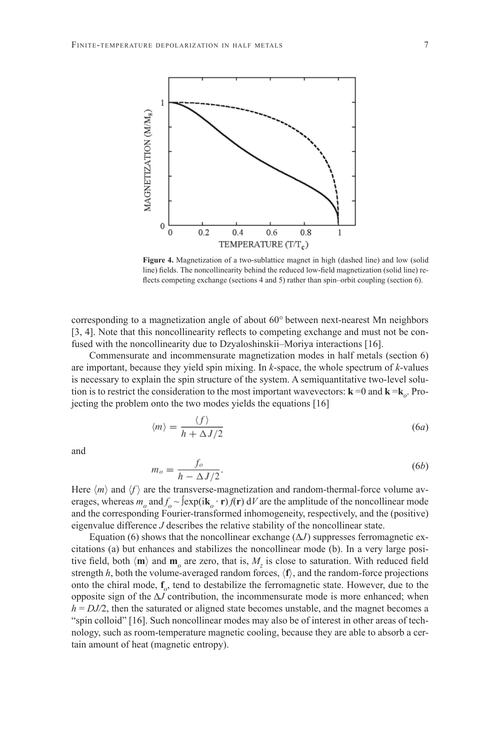**Figure 4.** Magnetization of a two-sublattice magnet in high (dashed line) and low (solid line) fields. The noncollinearity behind the reduced low-field magnetization (solid line) reflects competing exchange (sections 4 and 5) rather than spin–orbit coupling (section 6).

corresponding to a magnetization angle of about 60° between next-nearest Mn neighbors [3, 4]. Note that this noncollinearity reflects to competing exchange and must not be confused with the noncollinearity due to Dzyaloshinskii–Moriya interactions [16].

Commensurate and incommensurate magnetization modes in half metals (section 6) are important, because they yield spin mixing. In *k*-space, the whole spectrum of *k*-values is necessary to explain the spin structure of the system. A semiquantitative two-level solution is to restrict the consideration to the most important wavevectors: $\mathbf{k} = 0$ and $\mathbf{k} = \mathbf{k}_o$. Projecting the problem onto the two modes yields the equations [16]

$$\langle m \rangle = \frac{\langle f \rangle}{h + \Delta J/2} \tag{6a}$$

and

$$m_o = \frac{f_o}{h - \Delta J/2}. \tag{6b}$$

Here $\langle m \rangle$ and $\langle f \rangle$ are the transverse-magnetization and random-thermal-force volume averages, whereas $m_o$ and $f_o \sim \int \exp(\mathrm{i}\mathbf{k}_o \cdot \mathbf{r})\, f(\mathbf{r})\, \mathrm{d}V$ are the amplitude of the noncollinear mode and the corresponding Fourier-transformed inhomogeneity, respectively, and the (positive) eigenvalue difference $J$ describes the relative stability of the noncollinear state.

Equation (6) shows that the noncollinear exchange ($\Delta J$) suppresses ferromagnetic excitations (a) but enhances and stabilizes the noncollinear mode (b). In a very large positive field, both $\langle \mathbf{m} \rangle$ and $\mathbf{m}_o$ are zero, that is, $M_z$ is close to saturation. With reduced field strength $h$, both the volume-averaged random forces, $\langle \mathbf{f} \rangle$, and the random-force projections onto the chiral mode, $\mathbf{f}_o$, tend to destabilize the ferromagnetic state. However, due to the opposite sign of the $\Delta J$ contribution, the incommensurate mode is more enhanced; when $h = DJ/2$, then the saturated or aligned state becomes unstable, and the magnet becomes a "spin colloid" [16]. Such noncollinear modes may also be of interest in other areas of technology, such as room-temperature magnetic cooling, because they are able to absorb a certain amount of heat (magnetic entropy).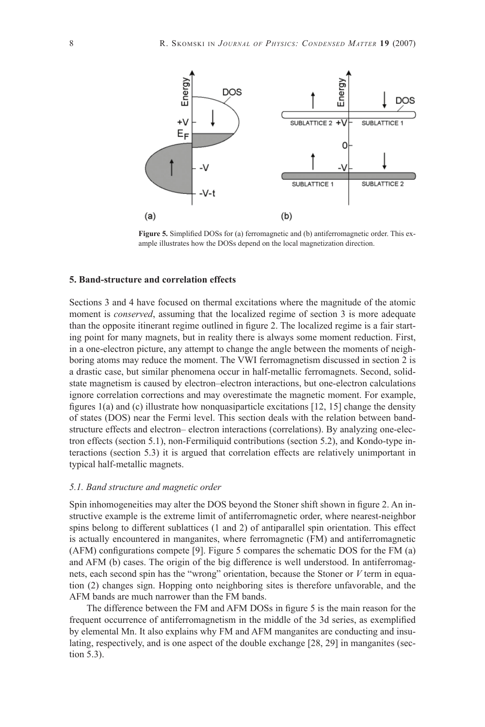**Figure 5.** Simplified DOSs for (a) ferromagnetic and (b) antiferromagnetic order. This example illustrates how the DOSs depend on the local magnetization direction.

## 5. Band-structure and correlation effects

Sections 3 and 4 have focused on thermal excitations where the magnitude of the atomic moment is *conserved*, assuming that the localized regime of section 3 is more adequate than the opposite itinerant regime outlined in figure 2. The localized regime is a fair starting point for many magnets, but in reality there is always some moment reduction. First, in a one-electron picture, any attempt to change the angle between the moments of neighboring atoms may reduce the moment. The VWI ferromagnetism discussed in section 2 is a drastic case, but similar phenomena occur in half-metallic ferromagnets. Second, solid-state magnetism is caused by electron–electron interactions, but one-electron calculations ignore correlation corrections and may overestimate the magnetic moment. For example, figures 1(a) and (c) illustrate how nonquasiparticle excitations [12, 15] change the density of states (DOS) near the Fermi level. This section deals with the relation between band-structure effects and electron– electron interactions (correlations). By analyzing one-electron effects (section 5.1), non-Fermiliquid contributions (section 5.2), and Kondo-type interactions (section 5.3) it is argued that correlation effects are relatively unimportant in typical half-metallic magnets.

### *5.1. Band structure and magnetic order*

Spin inhomogeneities may alter the DOS beyond the Stoner shift shown in figure 2. An instructive example is the extreme limit of antiferromagnetic order, where nearest-neighbor spins belong to different sublattices (1 and 2) of antiparallel spin orientation. This effect is actually encountered in manganites, where ferromagnetic (FM) and antiferromagnetic (AFM) configurations compete [9]. Figure 5 compares the schematic DOS for the FM (a) and AFM (b) cases. The origin of the big difference is well understood. In antiferromagnets, each second spin has the "wrong" orientation, because the Stoner or $V$ term in equation (2) changes sign. Hopping onto neighboring sites is therefore unfavorable, and the AFM bands are much narrower than the FM bands.

The difference between the FM and AFM DOSs in figure 5 is the main reason for the frequent occurrence of antiferromagnetism in the middle of the 3d series, as exemplified by elemental Mn. It also explains why FM and AFM manganites are conducting and insulating, respectively, and is one aspect of the double exchange [28, 29] in manganites (section 5.3).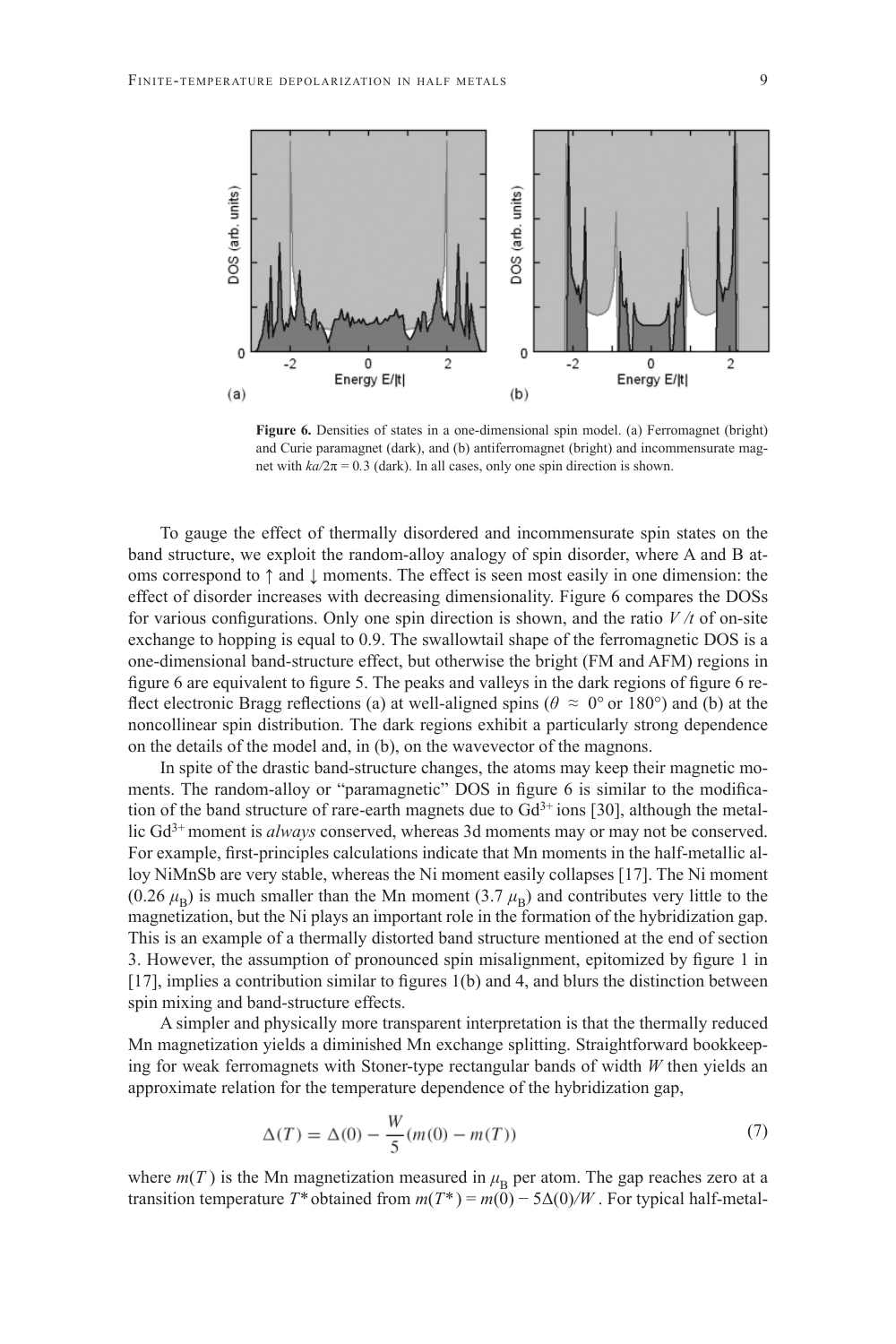**Figure 6.** Densities of states in a one-dimensional spin model. (a) Ferromagnet (bright) and Curie paramagnet (dark), and (b) antiferromagnet (bright) and incommensurate magnet with $ka/2\pi = 0.3$ (dark). In all cases, only one spin direction is shown.

To gauge the effect of thermally disordered and incommensurate spin states on the band structure, we exploit the random-alloy analogy of spin disorder, where A and B atoms correspond to ↑ and ↓ moments. The effect is seen most easily in one dimension: the effect of disorder increases with decreasing dimensionality. Figure 6 compares the DOSs for various configurations. Only one spin direction is shown, and the ratio $V/t$ of on-site exchange to hopping is equal to 0.9. The swallowtail shape of the ferromagnetic DOS is a one-dimensional band-structure effect, but otherwise the bright (FM and AFM) regions in figure 6 are equivalent to figure 5. The peaks and valleys in the dark regions of figure 6 reflect electronic Bragg reflections (a) at well-aligned spins ($\theta \approx 0°$ or 180°) and (b) at the noncollinear spin distribution. The dark regions exhibit a particularly strong dependence on the details of the model and, in (b), on the wavevector of the magnons.

In spite of the drastic band-structure changes, the atoms may keep their magnetic moments. The random-alloy or "paramagnetic" DOS in figure 6 is similar to the modification of the band structure of rare-earth magnets due to $Gd^{3+}$ ions [30], although the metallic $Gd^{3+}$ moment is *always* conserved, whereas 3d moments may or may not be conserved. For example, first-principles calculations indicate that Mn moments in the half-metallic alloy NiMnSb are very stable, whereas the Ni moment easily collapses [17]. The Ni moment (0.26 $\mu_B$) is much smaller than the Mn moment (3.7 $\mu_B$) and contributes very little to the magnetization, but the Ni plays an important role in the formation of the hybridization gap. This is an example of a thermally distorted band structure mentioned at the end of section 3. However, the assumption of pronounced spin misalignment, epitomized by figure 1 in [17], implies a contribution similar to figures 1(b) and 4, and blurs the distinction between spin mixing and band-structure effects.

A simpler and physically more transparent interpretation is that the thermally reduced Mn magnetization yields a diminished Mn exchange splitting. Straightforward bookkeeping for weak ferromagnets with Stoner-type rectangular bands of width $W$ then yields an approximate relation for the temperature dependence of the hybridization gap,

$$\Delta(T) = \Delta(0) - \frac{W}{5}(m(0) - m(T)) \tag{7}$$

where $m(T)$ is the Mn magnetization measured in $\mu_B$ per atom. The gap reaches zero at a transition temperature $T^*$ obtained from $m(T^*) = m(0) - 5\Delta(0)/W$. For typical half-metal-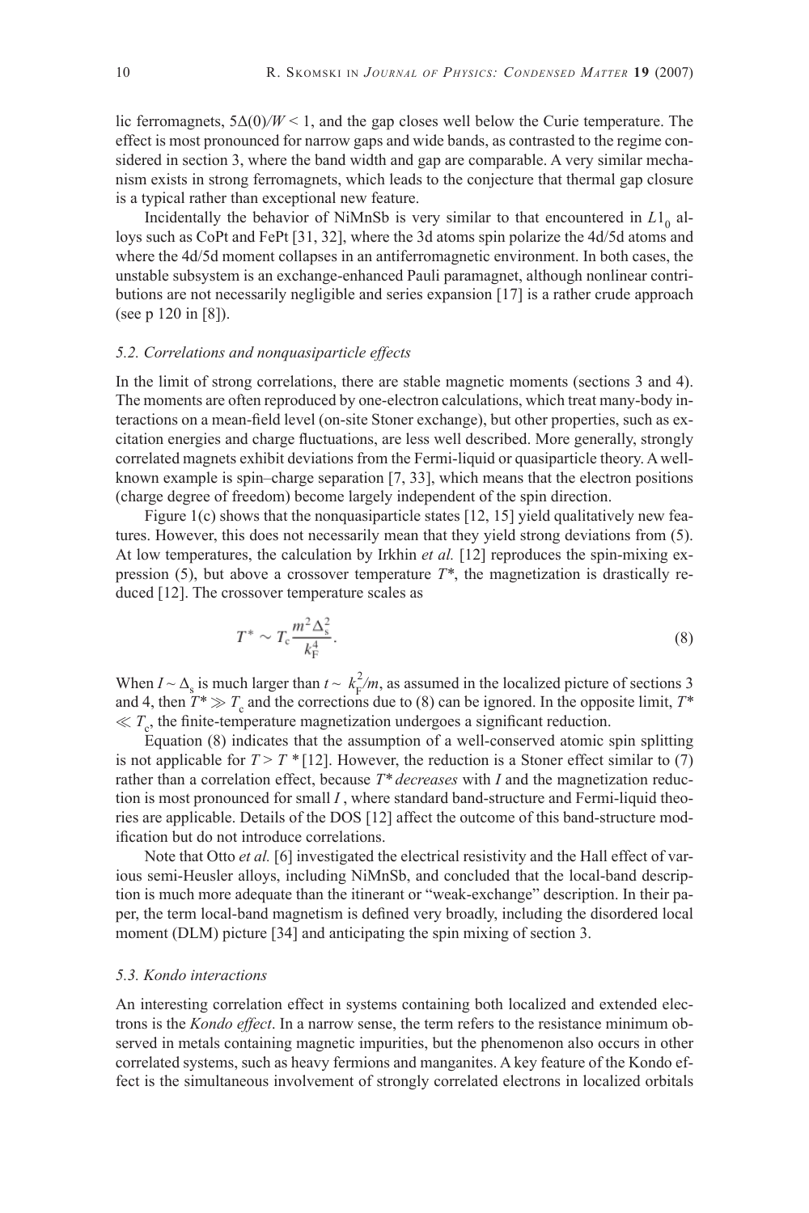lic ferromagnets, $5\Delta(0)/W < 1$, and the gap closes well below the Curie temperature. The effect is most pronounced for narrow gaps and wide bands, as contrasted to the regime considered in section 3, where the band width and gap are comparable. A very similar mechanism exists in strong ferromagnets, which leads to the conjecture that thermal gap closure is a typical rather than exceptional new feature.

Incidentally the behavior of NiMnSb is very similar to that encountered in $L1_0$ alloys such as CoPt and FePt [31, 32], where the 3d atoms spin polarize the 4d/5d atoms and where the 4d/5d moment collapses in an antiferromagnetic environment. In both cases, the unstable subsystem is an exchange-enhanced Pauli paramagnet, although nonlinear contributions are not necessarily negligible and series expansion [17] is a rather crude approach (see p 120 in [8]).

### *5.2. Correlations and nonquasiparticle effects*

In the limit of strong correlations, there are stable magnetic moments (sections 3 and 4). The moments are often reproduced by one-electron calculations, which treat many-body interactions on a mean-field level (on-site Stoner exchange), but other properties, such as excitation energies and charge fluctuations, are less well described. More generally, strongly correlated magnets exhibit deviations from the Fermi-liquid or quasiparticle theory. A well-known example is spin–charge separation [7, 33], which means that the electron positions (charge degree of freedom) become largely independent of the spin direction.

Figure 1(c) shows that the nonquasiparticle states [12, 15] yield qualitatively new features. However, this does not necessarily mean that they yield strong deviations from (5). At low temperatures, the calculation by Irkhin *et al.* [12] reproduces the spin-mixing expression (5), but above a crossover temperature $T^*$, the magnetization is drastically reduced [12]. The crossover temperature scales as

$$T^* \sim T_c \frac{m^2 \Delta_s^2}{k_F^4}. \tag{8}$$

When $I \sim \Delta_s$ is much larger than $t \sim k_F^2/m$, as assumed in the localized picture of sections 3 and 4, then $T^* \gg T_c$ and the corrections due to (8) can be ignored. In the opposite limit, $T^* \ll T_c$, the finite-temperature magnetization undergoes a significant reduction.

Equation (8) indicates that the assumption of a well-conserved atomic spin splitting is not applicable for $T > T^*$ [12]. However, the reduction is a Stoner effect similar to (7) rather than a correlation effect, because $T^*$ *decreases* with $I$ and the magnetization reduction is most pronounced for small $I$, where standard band-structure and Fermi-liquid theories are applicable. Details of the DOS [12] affect the outcome of this band-structure modification but do not introduce correlations.

Note that Otto *et al.* [6] investigated the electrical resistivity and the Hall effect of various semi-Heusler alloys, including NiMnSb, and concluded that the local-band description is much more adequate than the itinerant or "weak-exchange" description. In their paper, the term local-band magnetism is defined very broadly, including the disordered local moment (DLM) picture [34] and anticipating the spin mixing of section 3.

### *5.3. Kondo interactions*

An interesting correlation effect in systems containing both localized and extended electrons is the *Kondo effect*. In a narrow sense, the term refers to the resistance minimum observed in metals containing magnetic impurities, but the phenomenon also occurs in other correlated systems, such as heavy fermions and manganites. A key feature of the Kondo effect is the simultaneous involvement of strongly correlated electrons in localized orbitals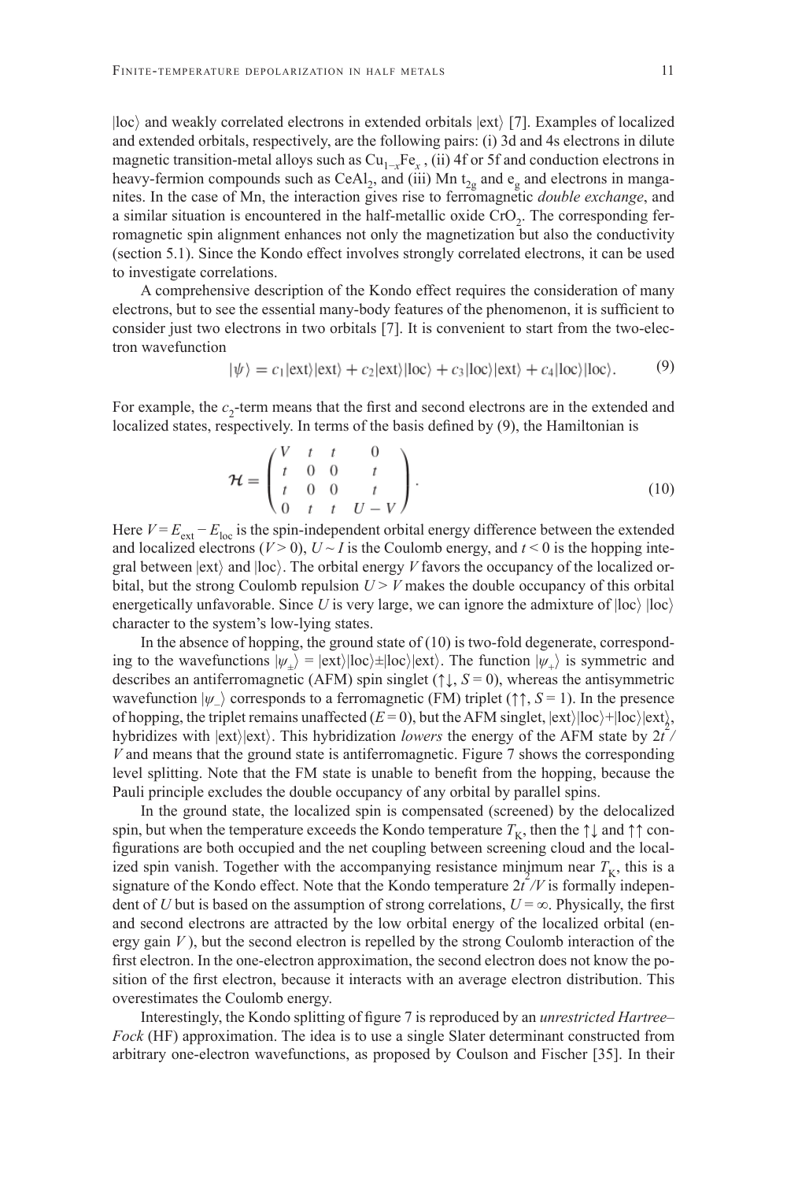|loc⟩ and weakly correlated electrons in extended orbitals |ext⟩ [7]. Examples of localized and extended orbitals, respectively, are the following pairs: (i) 3d and 4s electrons in dilute magnetic transition-metal alloys such as $Cu_{1-x}Fe_x$ , (ii) 4f or 5f and conduction electrons in heavy-fermion compounds such as $CeAl_2$, and (iii) Mn $t_{2g}$ and $e_g$ and electrons in manganites. In the case of Mn, the interaction gives rise to ferromagnetic *double exchange*, and a similar situation is encountered in the half-metallic oxide $CrO_2$. The corresponding ferromagnetic spin alignment enhances not only the magnetization but also the conductivity (section 5.1). Since the Kondo effect involves strongly correlated electrons, it can be used to investigate correlations.

A comprehensive description of the Kondo effect requires the consideration of many electrons, but to see the essential many-body features of the phenomenon, it is sufficient to consider just two electrons in two orbitals [7]. It is convenient to start from the two-electron wavefunction

$$|\psi\rangle = c_1|\text{ext}\rangle|\text{ext}\rangle + c_2|\text{ext}\rangle|\text{loc}\rangle + c_3|\text{loc}\rangle|\text{ext}\rangle + c_4|\text{loc}\rangle|\text{loc}\rangle. \tag{9}$$

For example, the $c_2$-term means that the first and second electrons are in the extended and localized states, respectively. In terms of the basis defined by (9), the Hamiltonian is

$$\mathcal{H} = \begin{pmatrix} V & t & t & 0 \\ t & 0 & 0 & t \\ t & 0 & 0 & t \\ 0 & t & t & U-V \end{pmatrix}. \tag{10}$$

Here $V = E_{\text{ext}} - E_{\text{loc}}$ is the spin-independent orbital energy difference between the extended and localized electrons ($V > 0$), $U \sim I$ is the Coulomb energy, and $t < 0$ is the hopping integral between |ext⟩ and |loc⟩. The orbital energy $V$ favors the occupancy of the localized orbital, but the strong Coulomb repulsion $U > V$ makes the double occupancy of this orbital energetically unfavorable. Since $U$ is very large, we can ignore the admixture of |loc⟩ |loc⟩ character to the system's low-lying states.

In the absence of hopping, the ground state of (10) is two-fold degenerate, corresponding to the wavefunctions $|\psi_\pm\rangle = |\text{ext}\rangle|\text{loc}\rangle \pm |\text{loc}\rangle|\text{ext}\rangle$. The function $|\psi_+\rangle$ is symmetric and describes an antiferromagnetic (AFM) spin singlet (↑↓, $S = 0$), whereas the antisymmetric wavefunction $|\psi_-\rangle$ corresponds to a ferromagnetic (FM) triplet (↑↑, $S = 1$). In the presence of hopping, the triplet remains unaffected ($E = 0$), but the AFM singlet, |ext⟩|loc⟩+|loc⟩|ext⟩, hybridizes with |ext⟩|ext⟩. This hybridization *lowers* the energy of the AFM state by $2t^2/V$ and means that the ground state is antiferromagnetic. Figure 7 shows the corresponding level splitting. Note that the FM state is unable to benefit from the hopping, because the Pauli principle excludes the double occupancy of any orbital by parallel spins.

In the ground state, the localized spin is compensated (screened) by the delocalized spin, but when the temperature exceeds the Kondo temperature $T_K$, then the ↑↓ and ↑↑ configurations are both occupied and the net coupling between screening cloud and the localized spin vanish. Together with the accompanying resistance minimum near $T_K$, this is a signature of the Kondo effect. Note that the Kondo temperature $2t^2/V$ is formally independent of $U$ but is based on the assumption of strong correlations, $U = \infty$. Physically, the first and second electrons are attracted by the low orbital energy of the localized orbital (energy gain $V$), but the second electron is repelled by the strong Coulomb interaction of the first electron. In the one-electron approximation, the second electron does not know the position of the first electron, because it interacts with an average electron distribution. This overestimates the Coulomb energy.

Interestingly, the Kondo splitting of figure 7 is reproduced by an *unrestricted Hartree–Fock* (HF) approximation. The idea is to use a single Slater determinant constructed from arbitrary one-electron wavefunctions, as proposed by Coulson and Fischer [35]. In their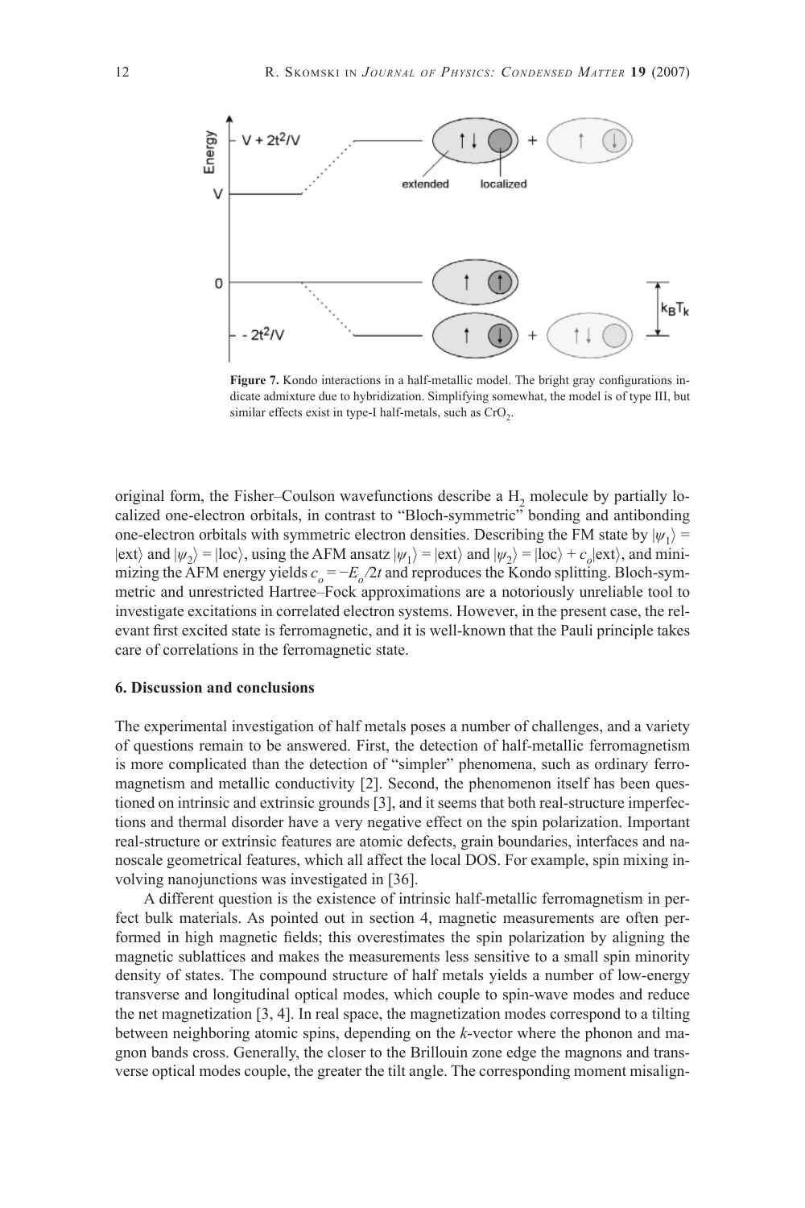**Figure 7.** Kondo interactions in a half-metallic model. The bright gray configurations indicate admixture due to hybridization. Simplifying somewhat, the model is of type III, but similar effects exist in type-I half-metals, such as $CrO_2$.

original form, the Fisher–Coulson wavefunctions describe a $H_2$ molecule by partially localized one-electron orbitals, in contrast to "Bloch-symmetric" bonding and antibonding one-electron orbitals with symmetric electron densities. Describing the FM state by $|\psi_1\rangle = |\text{ext}\rangle$ and $|\psi_2\rangle = |\text{loc}\rangle$, using the AFM ansatz $|\psi_1\rangle = |\text{ext}\rangle$ and $|\psi_2\rangle = |\text{loc}\rangle + c_o|\text{ext}\rangle$, and minimizing the AFM energy yields $c_o = -E_o/2t$ and reproduces the Kondo splitting. Bloch-symmetric and unrestricted Hartree–Fock approximations are a notoriously unreliable tool to investigate excitations in correlated electron systems. However, in the present case, the relevant first excited state is ferromagnetic, and it is well-known that the Pauli principle takes care of correlations in the ferromagnetic state.

## 6. Discussion and conclusions

The experimental investigation of half metals poses a number of challenges, and a variety of questions remain to be answered. First, the detection of half-metallic ferromagnetism is more complicated than the detection of "simpler" phenomena, such as ordinary ferromagnetism and metallic conductivity [2]. Second, the phenomenon itself has been questioned on intrinsic and extrinsic grounds [3], and it seems that both real-structure imperfections and thermal disorder have a very negative effect on the spin polarization. Important real-structure or extrinsic features are atomic defects, grain boundaries, interfaces and nanoscale geometrical features, which all affect the local DOS. For example, spin mixing involving nanojunctions was investigated in [36].

A different question is the existence of intrinsic half-metallic ferromagnetism in perfect bulk materials. As pointed out in section 4, magnetic measurements are often performed in high magnetic fields; this overestimates the spin polarization by aligning the magnetic sublattices and makes the measurements less sensitive to a small spin minority density of states. The compound structure of half metals yields a number of low-energy transverse and longitudinal optical modes, which couple to spin-wave modes and reduce the net magnetization [3, 4]. In real space, the magnetization modes correspond to a tilting between neighboring atomic spins, depending on the *k*-vector where the phonon and magnon bands cross. Generally, the closer to the Brillouin zone edge the magnons and transverse optical modes couple, the greater the tilt angle. The corresponding moment misalign-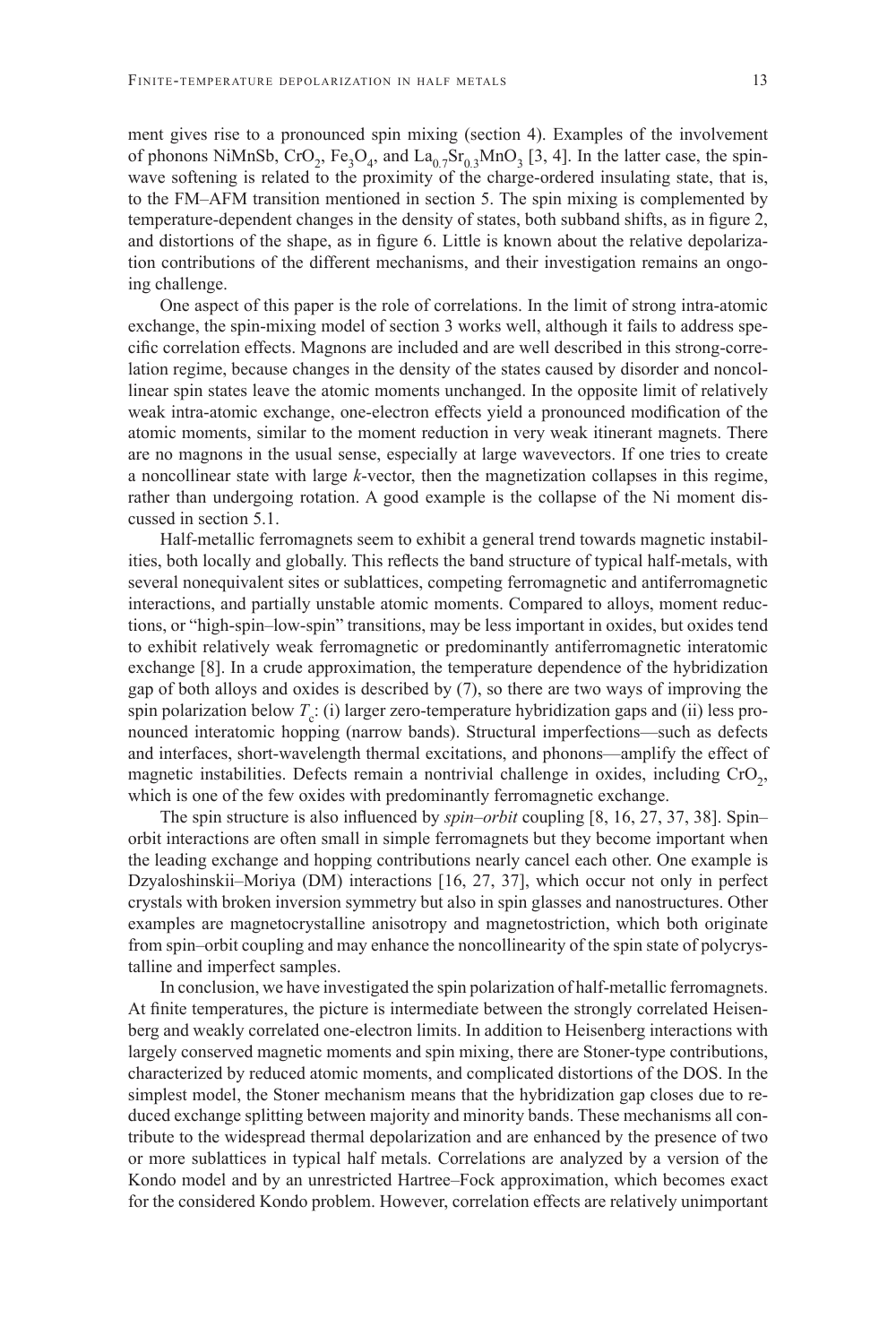ment gives rise to a pronounced spin mixing (section 4). Examples of the involvement of phonons NiMnSb, $CrO_2$, $Fe_3O_4$, and $La_{0.7}Sr_{0.3}MnO_3$ [3, 4]. In the latter case, the spin-wave softening is related to the proximity of the charge-ordered insulating state, that is, to the FM–AFM transition mentioned in section 5. The spin mixing is complemented by temperature-dependent changes in the density of states, both subband shifts, as in figure 2, and distortions of the shape, as in figure 6. Little is known about the relative depolarization contributions of the different mechanisms, and their investigation remains an ongoing challenge.

One aspect of this paper is the role of correlations. In the limit of strong intra-atomic exchange, the spin-mixing model of section 3 works well, although it fails to address specific correlation effects. Magnons are included and are well described in this strong-correlation regime, because changes in the density of the states caused by disorder and noncollinear spin states leave the atomic moments unchanged. In the opposite limit of relatively weak intra-atomic exchange, one-electron effects yield a pronounced modification of the atomic moments, similar to the moment reduction in very weak itinerant magnets. There are no magnons in the usual sense, especially at large wavevectors. If one tries to create a noncollinear state with large *k*-vector, then the magnetization collapses in this regime, rather than undergoing rotation. A good example is the collapse of the Ni moment discussed in section 5.1.

Half-metallic ferromagnets seem to exhibit a general trend towards magnetic instabilities, both locally and globally. This reflects the band structure of typical half-metals, with several nonequivalent sites or sublattices, competing ferromagnetic and antiferromagnetic interactions, and partially unstable atomic moments. Compared to alloys, moment reductions, or "high-spin–low-spin" transitions, may be less important in oxides, but oxides tend to exhibit relatively weak ferromagnetic or predominantly antiferromagnetic interatomic exchange [8]. In a crude approximation, the temperature dependence of the hybridization gap of both alloys and oxides is described by (7), so there are two ways of improving the spin polarization below $T_c$: (i) larger zero-temperature hybridization gaps and (ii) less pronounced interatomic hopping (narrow bands). Structural imperfections—such as defects and interfaces, short-wavelength thermal excitations, and phonons—amplify the effect of magnetic instabilities. Defects remain a nontrivial challenge in oxides, including $CrO_2$, which is one of the few oxides with predominantly ferromagnetic exchange.

The spin structure is also influenced by *spin–orbit* coupling [8, 16, 27, 37, 38]. Spin–orbit interactions are often small in simple ferromagnets but they become important when the leading exchange and hopping contributions nearly cancel each other. One example is Dzyaloshinskii–Moriya (DM) interactions [16, 27, 37], which occur not only in perfect crystals with broken inversion symmetry but also in spin glasses and nanostructures. Other examples are magnetocrystalline anisotropy and magnetostriction, which both originate from spin–orbit coupling and may enhance the noncollinearity of the spin state of polycrystalline and imperfect samples.

In conclusion, we have investigated the spin polarization of half-metallic ferromagnets. At finite temperatures, the picture is intermediate between the strongly correlated Heisenberg and weakly correlated one-electron limits. In addition to Heisenberg interactions with largely conserved magnetic moments and spin mixing, there are Stoner-type contributions, characterized by reduced atomic moments, and complicated distortions of the DOS. In the simplest model, the Stoner mechanism means that the hybridization gap closes due to reduced exchange splitting between majority and minority bands. These mechanisms all contribute to the widespread thermal depolarization and are enhanced by the presence of two or more sublattices in typical half metals. Correlations are analyzed by a version of the Kondo model and by an unrestricted Hartree–Fock approximation, which becomes exact for the considered Kondo problem. However, correlation effects are relatively unimportant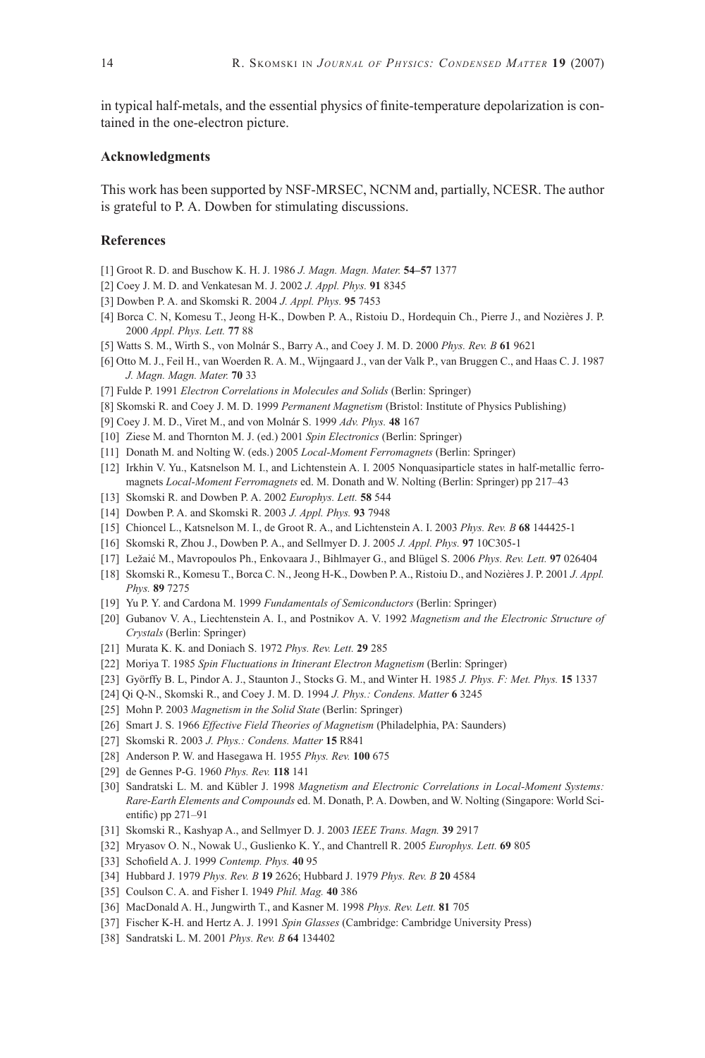in typical half-metals, and the essential physics of finite-temperature depolarization is contained in the one-electron picture.

### Acknowledgments

This work has been supported by NSF-MRSEC, NCNM and, partially, NCESR. The author is grateful to P. A. Dowben for stimulating discussions.

### References

[1] Groot R. D. and Buschow K. H. J. 1986 *J. Magn. Magn. Mater.* **54–57** 1377

[2] Coey J. M. D. and Venkatesan M. J. 2002 *J. Appl. Phys.* **91** 8345

[3] Dowben P. A. and Skomski R. 2004 *J. Appl. Phys.* **95** 7453

[4] Borca C. N, Komesu T., Jeong H-K., Dowben P. A., Ristoiu D., Hordequin Ch., Pierre J., and Nozières J. P. 2000 *Appl. Phys. Lett.* **77** 88

[5] Watts S. M., Wirth S., von Molnár S., Barry A., and Coey J. M. D. 2000 *Phys. Rev. B* **61** 9621

[6] Otto M. J., Feil H., van Woerden R. A. M., Wijngaard J., van der Valk P., van Bruggen C., and Haas C. J. 1987 *J. Magn. Magn. Mater.* **70** 33

[7] Fulde P. 1991 *Electron Correlations in Molecules and Solids* (Berlin: Springer)

[8] Skomski R. and Coey J. M. D. 1999 *Permanent Magnetism* (Bristol: Institute of Physics Publishing)

[9] Coey J. M. D., Viret M., and von Molnár S. 1999 *Adv. Phys.* **48** 167

[10] Ziese M. and Thornton M. J. (ed.) 2001 *Spin Electronics* (Berlin: Springer)

[11] Donath M. and Nolting W. (eds.) 2005 *Local-Moment Ferromagnets* (Berlin: Springer)

[12] Irkhin V. Yu., Katsnelson M. I., and Lichtenstein A. I. 2005 Nonquasiparticle states in half-metallic ferromagnets *Local-Moment Ferromagnets* ed. M. Donath and W. Nolting (Berlin: Springer) pp 217–43

[13] Skomski R. and Dowben P. A. 2002 *Europhys. Lett.* **58** 544

[14] Dowben P. A. and Skomski R. 2003 *J. Appl. Phys.* **93** 7948

[15] Chioncel L., Katsnelson M. I., de Groot R. A., and Lichtenstein A. I. 2003 *Phys. Rev. B* **68** 144425-1

[16] Skomski R, Zhou J., Dowben P. A., and Sellmyer D. J. 2005 *J. Appl. Phys.* **97** 10C305-1

[17] Ležaić M., Mavropoulos Ph., Enkovaara J., Bihlmayer G., and Blügel S. 2006 *Phys. Rev. Lett.* **97** 026404

[18] Skomski R., Komesu T., Borca C. N., Jeong H-K., Dowben P. A., Ristoiu D., and Nozières J. P. 2001 *J. Appl. Phys.* **89** 7275

[19] Yu P. Y. and Cardona M. 1999 *Fundamentals of Semiconductors* (Berlin: Springer)

[20] Gubanov V. A., Liechtenstein A. I., and Postnikov A. V. 1992 *Magnetism and the Electronic Structure of Crystals* (Berlin: Springer)

[21] Murata K. K. and Doniach S. 1972 *Phys. Rev. Lett.* **29** 285

[22] Moriya T. 1985 *Spin Fluctuations in Itinerant Electron Magnetism* (Berlin: Springer)

[23] Györffy B. L, Pindor A. J., Staunton J., Stocks G. M., and Winter H. 1985 *J. Phys. F: Met. Phys.* **15** 1337

[24] Qi Q-N., Skomski R., and Coey J. M. D. 1994 *J. Phys.: Condens. Matter* **6** 3245

[25] Mohn P. 2003 *Magnetism in the Solid State* (Berlin: Springer)

[26] Smart J. S. 1966 *Effective Field Theories of Magnetism* (Philadelphia, PA: Saunders)

[27] Skomski R. 2003 *J. Phys.: Condens. Matter* **15** R841

[28] Anderson P. W. and Hasegawa H. 1955 *Phys. Rev.* **100** 675

[29] de Gennes P-G. 1960 *Phys. Rev.* **118** 141

[30] Sandratski L. M. and Kübler J. 1998 *Magnetism and Electronic Correlations in Local-Moment Systems: Rare-Earth Elements and Compounds* ed. M. Donath, P. A. Dowben, and W. Nolting (Singapore: World Scientific) pp 271–91

[31] Skomski R., Kashyap A., and Sellmyer D. J. 2003 *IEEE Trans. Magn.* **39** 2917

[32] Mryasov O. N., Nowak U., Guslienko K. Y., and Chantrell R. 2005 *Europhys. Lett.* **69** 805

[33] Schofield A. J. 1999 *Contemp. Phys.* **40** 95

[34] Hubbard J. 1979 *Phys. Rev. B* **19** 2626; Hubbard J. 1979 *Phys. Rev. B* **20** 4584

[35] Coulson C. A. and Fisher I. 1949 *Phil. Mag.* **40** 386

[36] MacDonald A. H., Jungwirth T., and Kasner M. 1998 *Phys. Rev. Lett.* **81** 705

[37] Fischer K-H. and Hertz A. J. 1991 *Spin Glasses* (Cambridge: Cambridge University Press)

[38] Sandratski L. M. 2001 *Phys. Rev. B* **64** 134402